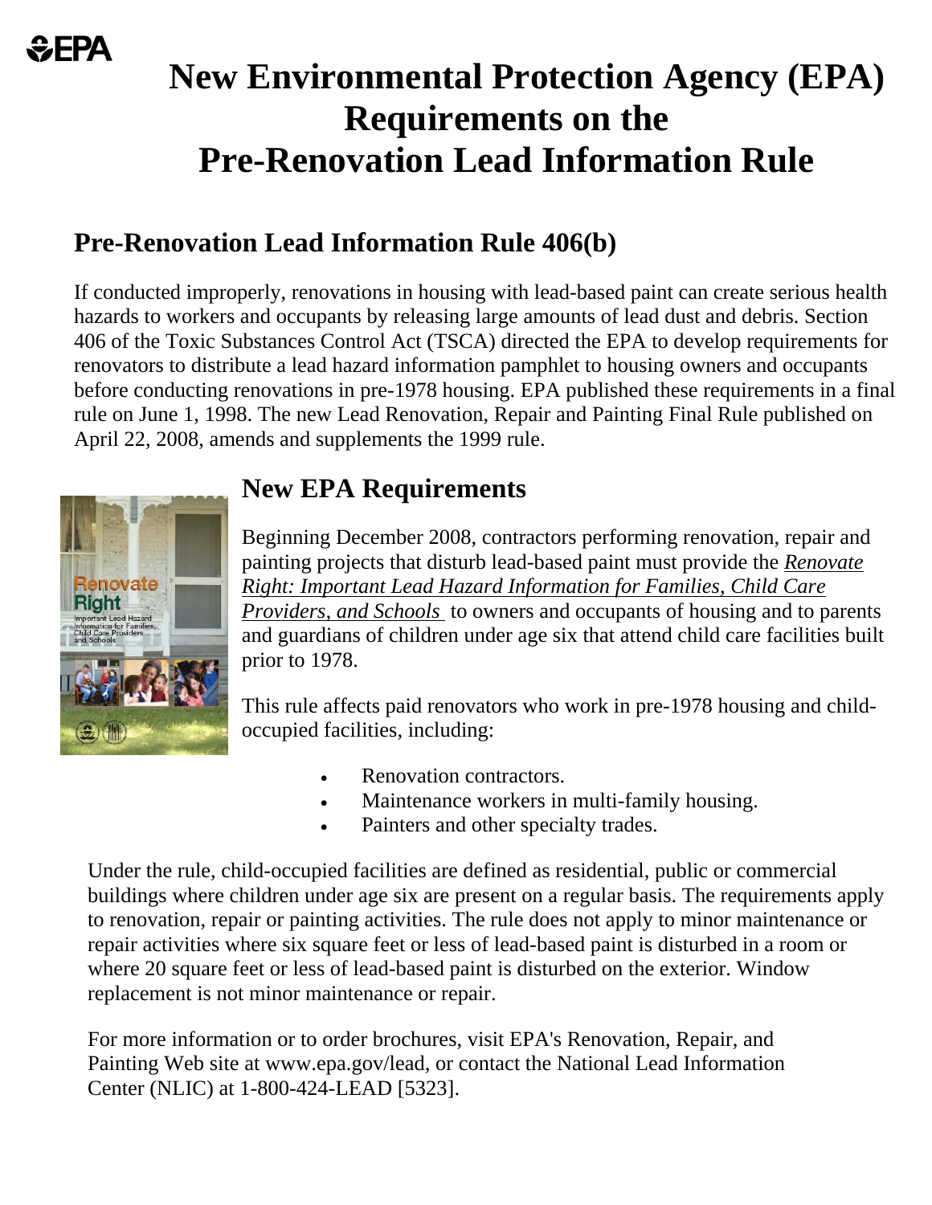# New Environmental Protection Agency (EPA) Requirements on the Pre-Renovation Lead Information Rule

## Pre-Renovation Lead Information Rule 406(b)

If conducted improperly, renovations in housing with lead-based paint can create serious health hazards to workers and occupants by releasing large amounts of lead dust and debris. Section 406 of the Toxic Substances Control Act (TSCA) directed the EPA to develop requirements for renovators to distribute a lead hazard information pamphlet to housing owners and occupants before conducting renovations in pre-1978 housing. EPA published these requirements in a final rule on June 1, 1998. The new Lead Renovation, Repair and Painting Final Rule published on April 22, 2008, amends and supplements the 1999 rule.

## New EPA Requirements

Beginning December 2008, contractors performing renovation, repair and painting projects that disturb lead-based paint must provide the *Renovate Right: Important Lead Hazard Information for Families, Child Care Providers, and Schools* to owners and occupants of housing and to parents and guardians of children under age six that attend child care facilities built prior to 1978.

This rule affects paid renovators who work in pre-1978 housing and child-occupied facilities, including:

- Renovation contractors.
- Maintenance workers in multi-family housing.
- Painters and other specialty trades.

Under the rule, child-occupied facilities are defined as residential, public or commercial buildings where children under age six are present on a regular basis. The requirements apply to renovation, repair or painting activities. The rule does not apply to minor maintenance or repair activities where six square feet or less of lead-based paint is disturbed in a room or where 20 square feet or less of lead-based paint is disturbed on the exterior. Window replacement is not minor maintenance or repair.

For more information or to order brochures, visit EPA's Renovation, Repair, and Painting Web site at www.epa.gov/lead, or contact the National Lead Information Center (NLIC) at 1-800-424-LEAD [5323].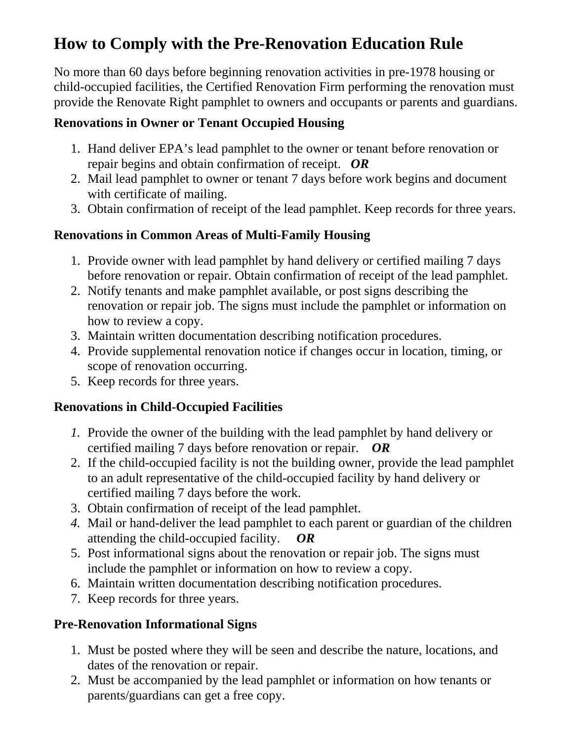# How to Comply with the Pre-Renovation Education Rule

No more than 60 days before beginning renovation activities in pre-1978 housing or child-occupied facilities, the Certified Renovation Firm performing the renovation must provide the Renovate Right pamphlet to owners and occupants or parents and guardians.

### Renovations in Owner or Tenant Occupied Housing

1. Hand deliver EPA's lead pamphlet to the owner or tenant before renovation or repair begins and obtain confirmation of receipt. ***OR***
2. Mail lead pamphlet to owner or tenant 7 days before work begins and document with certificate of mailing.
3. Obtain confirmation of receipt of the lead pamphlet. Keep records for three years.

### Renovations in Common Areas of Multi-Family Housing

1. Provide owner with lead pamphlet by hand delivery or certified mailing 7 days before renovation or repair. Obtain confirmation of receipt of the lead pamphlet.
2. Notify tenants and make pamphlet available, or post signs describing the renovation or repair job. The signs must include the pamphlet or information on how to review a copy.
3. Maintain written documentation describing notification procedures.
4. Provide supplemental renovation notice if changes occur in location, timing, or scope of renovation occurring.
5. Keep records for three years.

### Renovations in Child-Occupied Facilities

1. Provide the owner of the building with the lead pamphlet by hand delivery or certified mailing 7 days before renovation or repair. ***OR***
2. If the child-occupied facility is not the building owner, provide the lead pamphlet to an adult representative of the child-occupied facility by hand delivery or certified mailing 7 days before the work.
3. Obtain confirmation of receipt of the lead pamphlet.
4. Mail or hand-deliver the lead pamphlet to each parent or guardian of the children attending the child-occupied facility. ***OR***
5. Post informational signs about the renovation or repair job. The signs must include the pamphlet or information on how to review a copy.
6. Maintain written documentation describing notification procedures.
7. Keep records for three years.

### Pre-Renovation Informational Signs

1. Must be posted where they will be seen and describe the nature, locations, and dates of the renovation or repair.
2. Must be accompanied by the lead pamphlet or information on how tenants or parents/guardians can get a free copy.